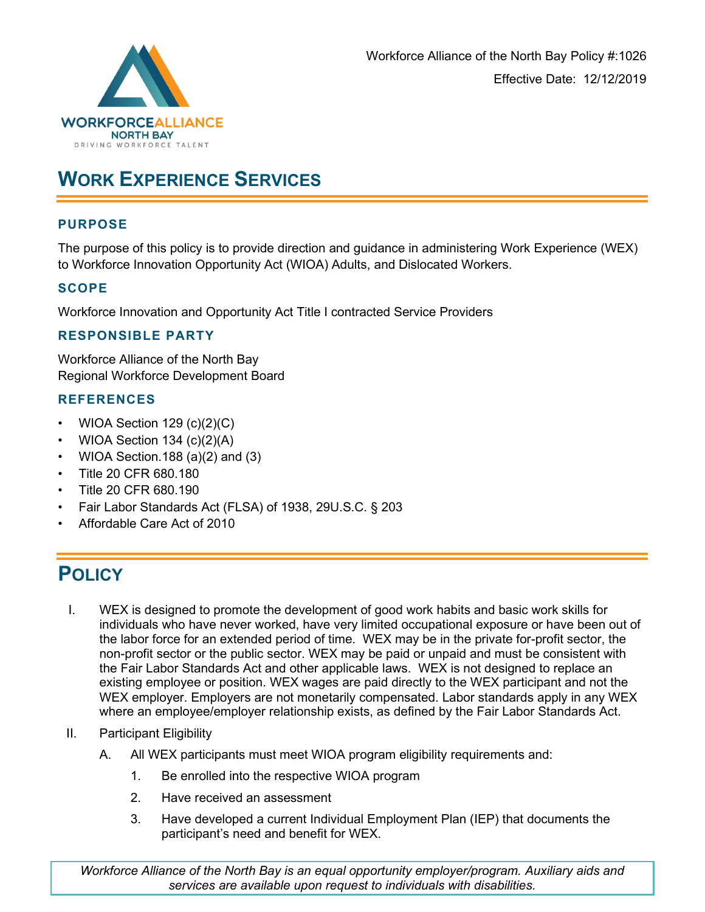Workforce Alliance of the North Bay Policy #:1026

Effective Date: 12/12/2019

# WORK EXPERIENCE SERVICES

## PURPOSE

The purpose of this policy is to provide direction and guidance in administering Work Experience (WEX) to Workforce Innovation Opportunity Act (WIOA) Adults, and Dislocated Workers.

## SCOPE

Workforce Innovation and Opportunity Act Title I contracted Service Providers

## RESPONSIBLE PARTY

Workforce Alliance of the North Bay
Regional Workforce Development Board

## REFERENCES

- WIOA Section 129 (c)(2)(C)
- WIOA Section 134 (c)(2)(A)
- WIOA Section.188 (a)(2) and (3)
- Title 20 CFR 680.180
- Title 20 CFR 680.190
- Fair Labor Standards Act (FLSA) of 1938, 29U.S.C. § 203
- Affordable Care Act of 2010

# POLICY

I. WEX is designed to promote the development of good work habits and basic work skills for individuals who have never worked, have very limited occupational exposure or have been out of the labor force for an extended period of time. WEX may be in the private for-profit sector, the non-profit sector or the public sector. WEX may be paid or unpaid and must be consistent with the Fair Labor Standards Act and other applicable laws. WEX is not designed to replace an existing employee or position. WEX wages are paid directly to the WEX participant and not the WEX employer. Employers are not monetarily compensated. Labor standards apply in any WEX where an employee/employer relationship exists, as defined by the Fair Labor Standards Act.

II. Participant Eligibility

   A. All WEX participants must meet WIOA program eligibility requirements and:

      1. Be enrolled into the respective WIOA program
      2. Have received an assessment
      3. Have developed a current Individual Employment Plan (IEP) that documents the participant's need and benefit for WEX.

*Workforce Alliance of the North Bay is an equal opportunity employer/program. Auxiliary aids and services are available upon request to individuals with disabilities.*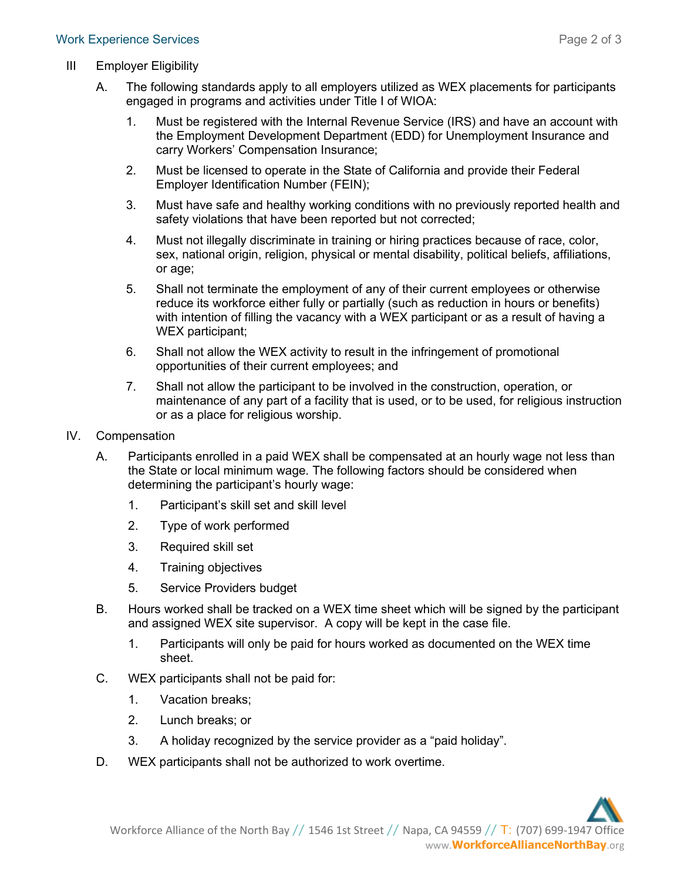## III Employer Eligibility

A. The following standards apply to all employers utilized as WEX placements for participants engaged in programs and activities under Title I of WIOA:

1. Must be registered with the Internal Revenue Service (IRS) and have an account with the Employment Development Department (EDD) for Unemployment Insurance and carry Workers' Compensation Insurance;
2. Must be licensed to operate in the State of California and provide their Federal Employer Identification Number (FEIN);
3. Must have safe and healthy working conditions with no previously reported health and safety violations that have been reported but not corrected;
4. Must not illegally discriminate in training or hiring practices because of race, color, sex, national origin, religion, physical or mental disability, political beliefs, affiliations, or age;
5. Shall not terminate the employment of any of their current employees or otherwise reduce its workforce either fully or partially (such as reduction in hours or benefits) with intention of filling the vacancy with a WEX participant or as a result of having a WEX participant;
6. Shall not allow the WEX activity to result in the infringement of promotional opportunities of their current employees; and
7. Shall not allow the participant to be involved in the construction, operation, or maintenance of any part of a facility that is used, or to be used, for religious instruction or as a place for religious worship.

## IV. Compensation

A. Participants enrolled in a paid WEX shall be compensated at an hourly wage not less than the State or local minimum wage. The following factors should be considered when determining the participant's hourly wage:

1. Participant's skill set and skill level
2. Type of work performed
3. Required skill set
4. Training objectives
5. Service Providers budget

B. Hours worked shall be tracked on a WEX time sheet which will be signed by the participant and assigned WEX site supervisor. A copy will be kept in the case file.

1. Participants will only be paid for hours worked as documented on the WEX time sheet.

C. WEX participants shall not be paid for:

1. Vacation breaks;
2. Lunch breaks; or
3. A holiday recognized by the service provider as a "paid holiday".

D. WEX participants shall not be authorized to work overtime.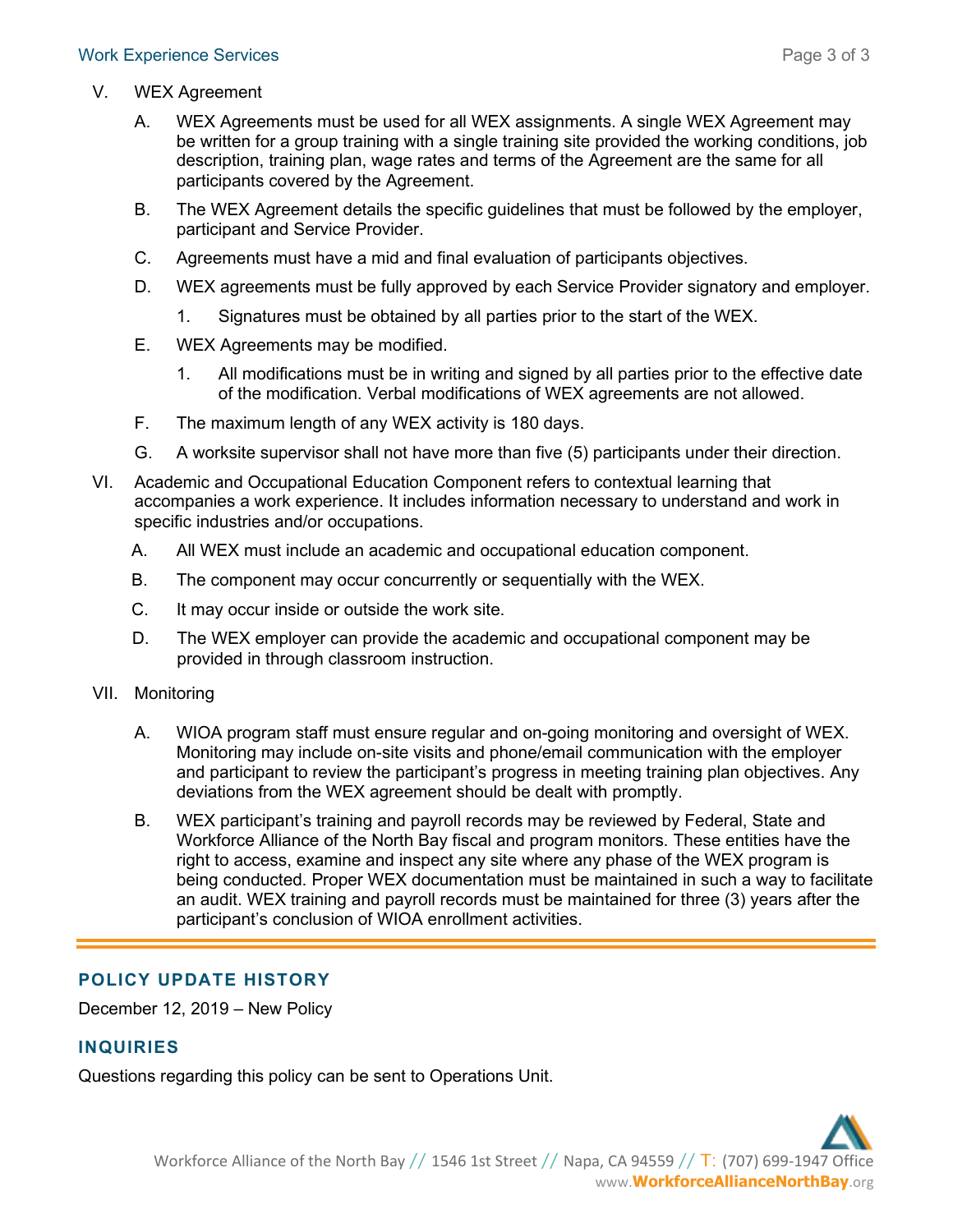V. WEX Agreement

   A. WEX Agreements must be used for all WEX assignments. A single WEX Agreement may be written for a group training with a single training site provided the working conditions, job description, training plan, wage rates and terms of the Agreement are the same for all participants covered by the Agreement.

   B. The WEX Agreement details the specific guidelines that must be followed by the employer, participant and Service Provider.

   C. Agreements must have a mid and final evaluation of participants objectives.

   D. WEX agreements must be fully approved by each Service Provider signatory and employer.

      1. Signatures must be obtained by all parties prior to the start of the WEX.

   E. WEX Agreements may be modified.

      1. All modifications must be in writing and signed by all parties prior to the effective date of the modification. Verbal modifications of WEX agreements are not allowed.

   F. The maximum length of any WEX activity is 180 days.

   G. A worksite supervisor shall not have more than five (5) participants under their direction.

VI. Academic and Occupational Education Component refers to contextual learning that accompanies a work experience. It includes information necessary to understand and work in specific industries and/or occupations.

   A. All WEX must include an academic and occupational education component.

   B. The component may occur concurrently or sequentially with the WEX.

   C. It may occur inside or outside the work site.

   D. The WEX employer can provide the academic and occupational component may be provided in through classroom instruction.

VII. Monitoring

   A. WIOA program staff must ensure regular and on-going monitoring and oversight of WEX. Monitoring may include on-site visits and phone/email communication with the employer and participant to review the participant's progress in meeting training plan objectives. Any deviations from the WEX agreement should be dealt with promptly.

   B. WEX participant's training and payroll records may be reviewed by Federal, State and Workforce Alliance of the North Bay fiscal and program monitors. These entities have the right to access, examine and inspect any site where any phase of the WEX program is being conducted. Proper WEX documentation must be maintained in such a way to facilitate an audit. WEX training and payroll records must be maintained for three (3) years after the participant's conclusion of WIOA enrollment activities.

## POLICY UPDATE HISTORY

December 12, 2019 – New Policy

## INQUIRIES

Questions regarding this policy can be sent to Operations Unit.